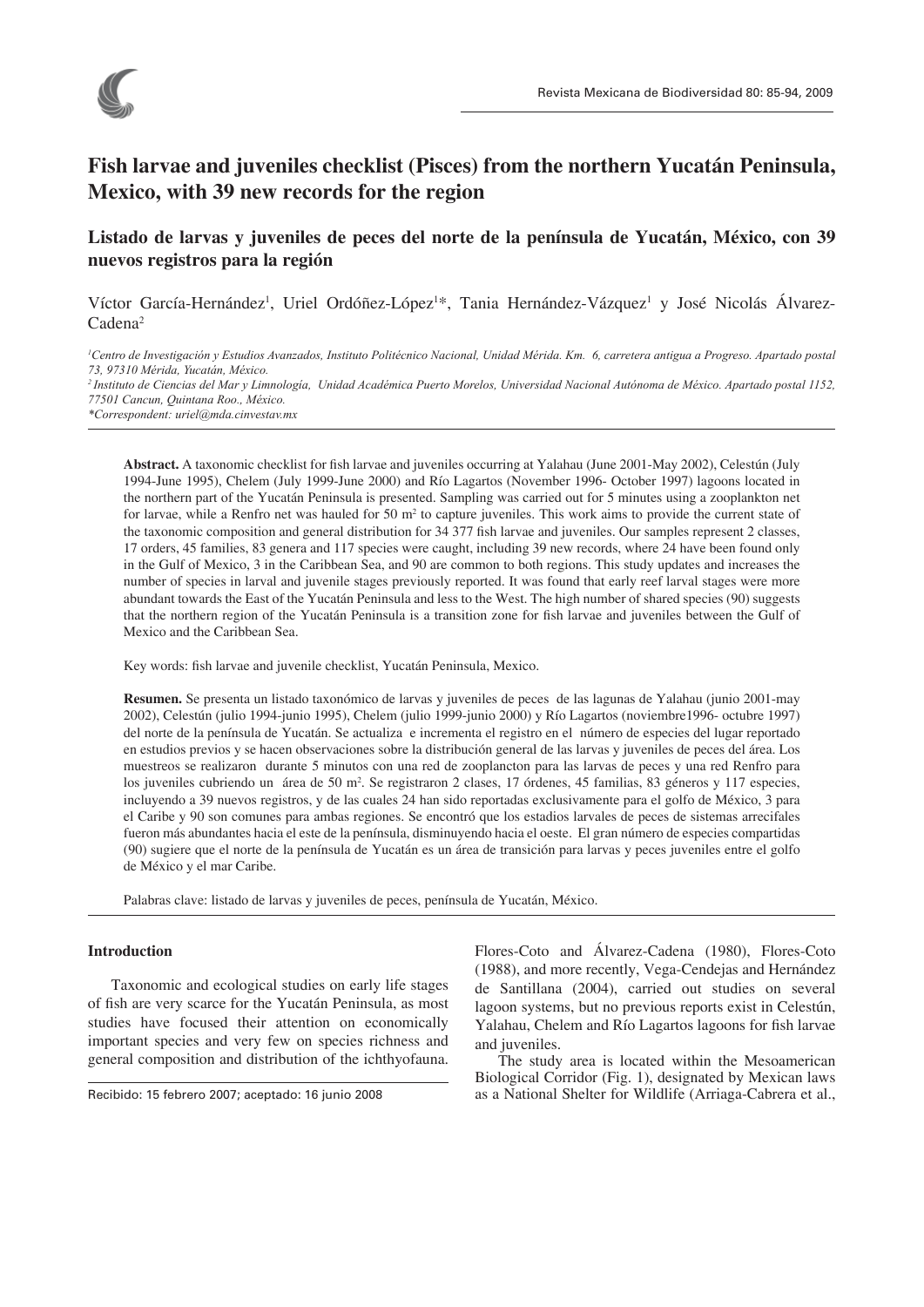# Fish larvae and juveniles checklist (Pisces) from the northern Yucatán Peninsula, Mexico, with 39 new records for the region

## Listado de larvas y juveniles de peces del norte de la península de Yucatán, México, con 39 nuevos registros para la región

Víctor García-Hernández[1], Uriel Ordóñez-López[1*], Tania Hernández-Vázquez[1] y José Nicolás Álvarez-Cadena[2]

*[1]Centro de Investigación y Estudios Avanzados, Instituto Politécnico Nacional, Unidad Mérida. Km. 6, carretera antigua a Progreso. Apartado postal 73, 97310 Mérida, Yucatán, México.*
*[2]Instituto de Ciencias del Mar y Limnología, Unidad Académica Puerto Morelos, Universidad Nacional Autónoma de México. Apartado postal 1152, 77501 Cancun, Quintana Roo., México.*
*\*Correspondent: uriel@mda.cinvestav.mx*

**Abstract.** A taxonomic checklist for fish larvae and juveniles occurring at Yalahau (June 2001-May 2002), Celestún (July 1994-June 1995), Chelem (July 1999-June 2000) and Río Lagartos (November 1996- October 1997) lagoons located in the northern part of the Yucatán Peninsula is presented. Sampling was carried out for 5 minutes using a zooplankton net for larvae, while a Renfro net was hauled for 50 m$^2$ to capture juveniles. This work aims to provide the current state of the taxonomic composition and general distribution for 34 377 fish larvae and juveniles. Our samples represent 2 classes, 17 orders, 45 families, 83 genera and 117 species were caught, including 39 new records, where 24 have been found only in the Gulf of Mexico, 3 in the Caribbean Sea, and 90 are common to both regions. This study updates and increases the number of species in larval and juvenile stages previously reported. It was found that early reef larval stages were more abundant towards the East of the Yucatán Peninsula and less to the West. The high number of shared species (90) suggests that the northern region of the Yucatán Peninsula is a transition zone for fish larvae and juveniles between the Gulf of Mexico and the Caribbean Sea.

Key words: fish larvae and juvenile checklist, Yucatán Peninsula, Mexico.

**Resumen.** Se presenta un listado taxonómico de larvas y juveniles de peces de las lagunas de Yalahau (junio 2001-may 2002), Celestún (julio 1994-junio 1995), Chelem (julio 1999-junio 2000) y Río Lagartos (noviembre1996- octubre 1997) del norte de la península de Yucatán. Se actualiza e incrementa el registro en el número de especies del lugar reportado en estudios previos y se hacen observaciones sobre la distribución general de las larvas y juveniles de peces del área. Los muestreos se realizaron durante 5 minutos con una red de zooplancton para las larvas de peces y una red Renfro para los juveniles cubriendo un área de 50 m$^2$. Se registraron 2 clases, 17 órdenes, 45 familias, 83 géneros y 117 especies, incluyendo a 39 nuevos registros, y de las cuales 24 han sido reportadas exclusivamente para el golfo de México, 3 para el Caribe y 90 son comunes para ambas regiones. Se encontró que los estadios larvales de peces de sistemas arrecifales fueron más abundantes hacia el este de la península, disminuyendo hacia el oeste. El gran número de especies compartidas (90) sugiere que el norte de la península de Yucatán es un área de transición para larvas y peces juveniles entre el golfo de México y el mar Caribe.

Palabras clave: listado de larvas y juveniles de peces, península de Yucatán, México.

## Introduction

Taxonomic and ecological studies on early life stages of fish are very scarce for the Yucatán Peninsula, as most studies have focused their attention on economically important species and very few on species richness and general composition and distribution of the ichthyofauna. Flores-Coto and Álvarez-Cadena (1980), Flores-Coto (1988), and more recently, Vega-Cendejas and Hernández de Santillana (2004), carried out studies on several lagoon systems, but no previous reports exist in Celestún, Yalahau, Chelem and Río Lagartos lagoons for fish larvae and juveniles.

The study area is located within the Mesoamerican Biological Corridor (Fig. 1), designated by Mexican laws as a National Shelter for Wildlife (Arriaga-Cabrera et al.,

Recibido: 15 febrero 2007; aceptado: 16 junio 2008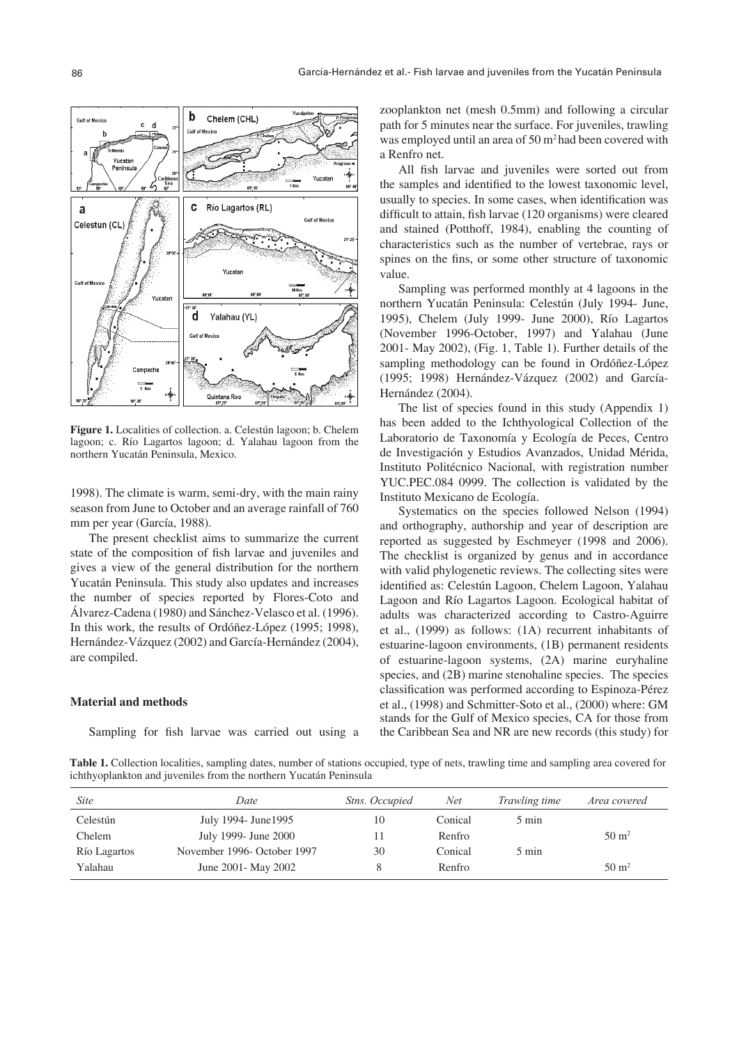**Figure 1.** Localities of collection. a. Celestún lagoon; b. Chelem lagoon; c. Río Lagartos lagoon; d. Yalahau lagoon from the northern Yucatán Peninsula, Mexico.

1998). The climate is warm, semi-dry, with the main rainy season from June to October and an average rainfall of 760 mm per year (García, 1988).

The present checklist aims to summarize the current state of the composition of fish larvae and juveniles and gives a view of the general distribution for the northern Yucatán Peninsula. This study also updates and increases the number of species reported by Flores-Coto and Álvarez-Cadena (1980) and Sánchez-Velasco et al. (1996). In this work, the results of Ordóñez-López (1995; 1998), Hernández-Vázquez (2002) and García-Hernández (2004), are compiled.

## Material and methods

Sampling for fish larvae was carried out using a zooplankton net (mesh 0.5mm) and following a circular path for 5 minutes near the surface. For juveniles, trawling was employed until an area of 50 $m^2$ had been covered with a Renfro net.

All fish larvae and juveniles were sorted out from the samples and identified to the lowest taxonomic level, usually to species. In some cases, when identification was difficult to attain, fish larvae (120 organisms) were cleared and stained (Potthoff, 1984), enabling the counting of characteristics such as the number of vertebrae, rays or spines on the fins, or some other structure of taxonomic value.

Sampling was performed monthly at 4 lagoons in the northern Yucatán Peninsula: Celestún (July 1994- June, 1995), Chelem (July 1999- June 2000), Río Lagartos (November 1996-October, 1997) and Yalahau (June 2001- May 2002), (Fig. 1, Table 1). Further details of the sampling methodology can be found in Ordóñez-López (1995; 1998) Hernández-Vázquez (2002) and García-Hernández (2004).

The list of species found in this study (Appendix 1) has been added to the Ichthyological Collection of the Laboratorio de Taxonomía y Ecología de Peces, Centro de Investigación y Estudios Avanzados, Unidad Mérida, Instituto Politécnico Nacional, with registration number YUC.PEC.084 0999. The collection is validated by the Instituto Mexicano de Ecología.

Systematics on the species followed Nelson (1994) and orthography, authorship and year of description are reported as suggested by Eschmeyer (1998 and 2006). The checklist is organized by genus and in accordance with valid phylogenetic reviews. The collecting sites were identified as: Celestún Lagoon, Chelem Lagoon, Yalahau Lagoon and Río Lagartos Lagoon. Ecological habitat of adults was characterized according to Castro-Aguirre et al., (1999) as follows: (1A) recurrent inhabitants of estuarine-lagoon environments, (1B) permanent residents of estuarine-lagoon systems, (2A) marine euryhaline species, and (2B) marine stenohaline species. The species classification was performed according to Espinoza-Pérez et al., (1998) and Schmitter-Soto et al., (2000) where: GM stands for the Gulf of Mexico species, CA for those from the Caribbean Sea and NR are new records (this study) for

**Table 1.** Collection localities, sampling dates, number of stations occupied, type of nets, trawling time and sampling area covered for ichthyoplankton and juveniles from the northern Yucatán Peninsula

| *Site* | *Date* | *Stns. Occupied* | *Net* | *Trawling time* | *Area covered* |
|---|---|---|---|---|---|
| Celestún | July 1994- June1995 | 10 | Conical | 5 min | |
| Chelem | July 1999- June 2000 | 11 | Renfro | | 50 $m^2$ |
| Río Lagartos | November 1996- October 1997 | 30 | Conical | 5 min | |
| Yalahau | June 2001- May 2002 | 8 | Renfro | | 50 $m^2$ |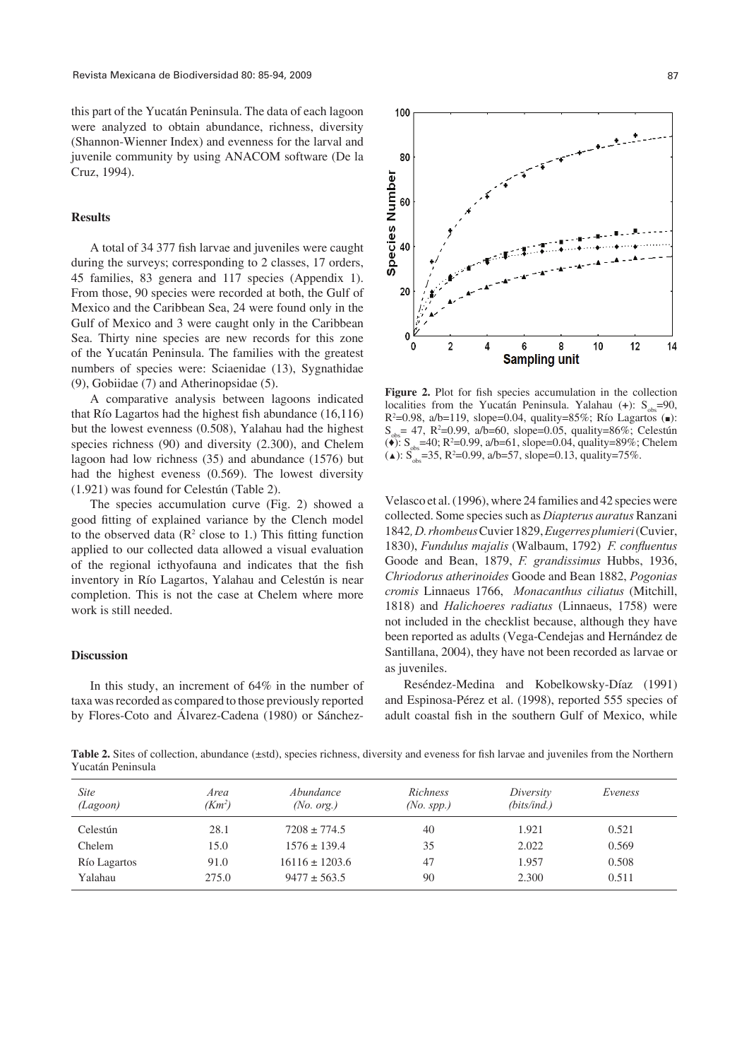this part of the Yucatán Peninsula. The data of each lagoon were analyzed to obtain abundance, richness, diversity (Shannon-Wienner Index) and evenness for the larval and juvenile community by using ANACOM software (De la Cruz, 1994).

## Results

A total of 34 377 fish larvae and juveniles were caught during the surveys; corresponding to 2 classes, 17 orders, 45 families, 83 genera and 117 species (Appendix 1). From those, 90 species were recorded at both, the Gulf of Mexico and the Caribbean Sea, 24 were found only in the Gulf of Mexico and 3 were caught only in the Caribbean Sea. Thirty nine species are new records for this zone of the Yucatán Peninsula. The families with the greatest numbers of species were: Sciaenidae (13), Sygnathidae (9), Gobiidae (7) and Atherinopsidae (5).

A comparative analysis between lagoons indicated that Río Lagartos had the highest fish abundance (16,116) but the lowest evenness (0.508), Yalahau had the highest species richness (90) and diversity (2.300), and Chelem lagoon had low richness (35) and abundance (1576) but had the highest eveness (0.569). The lowest diversity (1.921) was found for Celestún (Table 2).

The species accumulation curve (Fig. 2) showed a good fitting of explained variance by the Clench model to the observed data ($R^2$ close to 1.) This fitting function applied to our collected data allowed a visual evaluation of the regional icthyofauna and indicates that the fish inventory in Río Lagartos, Yalahau and Celestún is near completion. This is not the case at Chelem where more work is still needed.

**Figure 2.** Plot for fish species accumulation in the collection localities from the Yucatán Peninsula. Yalahau (+): $S_{obs}$=90, $R^2$=0.98, a/b=119, slope=0.04, quality=85%; Río Lagartos (■): $S_{obs}$= 47, $R^2$=0.99, a/b=60, slope=0.05, quality=86%; Celestún (♦): $S_{obs}$=40; $R^2$=0.99, a/b=61, slope=0.04, quality=89%; Chelem (▲): $S_{obs}$=35, $R^2$=0.99, a/b=57, slope=0.13, quality=75%.

## Discussion

In this study, an increment of 64% in the number of taxa was recorded as compared to those previously reported by Flores-Coto and Álvarez-Cadena (1980) or Sánchez-Velasco et al. (1996), where 24 families and 42 species were collected. Some species such as *Diapterus auratus* Ranzani 1842*, D. rhombeus* Cuvier 1829, *Eugerres plumieri* (Cuvier, 1830), *Fundulus majalis* (Walbaum, 1792) *F. confluentus* Goode and Bean, 1879, *F. grandissimus* Hubbs, 1936, *Chriodorus atherinoides* Goode and Bean 1882, *Pogonias cromis* Linnaeus 1766, *Monacanthus ciliatus* (Mitchill, 1818) and *Halichoeres radiatus* (Linnaeus, 1758) were not included in the checklist because, although they have been reported as adults (Vega-Cendejas and Hernández de Santillana, 2004), they have not been recorded as larvae or as juveniles.

Reséndez-Medina and Kobelkowsky-Díaz (1991) and Espinosa-Pérez et al. (1998), reported 555 species of adult coastal fish in the southern Gulf of Mexico, while

**Table 2.** Sites of collection, abundance (±std), species richness, diversity and eveness for fish larvae and juveniles from the Northern Yucatán Peninsula

| *Site (Lagoon)* | *Area ($Km^2$)* | *Abundance (No. org.)* | *Richness (No. spp.)* | *Diversity (bits/ind.)* | *Eveness* |
|---|---|---|---|---|---|
| Celestún | 28.1 | 7208 ± 774.5 | 40 | 1.921 | 0.521 |
| Chelem | 15.0 | 1576 ± 139.4 | 35 | 2.022 | 0.569 |
| Río Lagartos | 91.0 | 16116 ± 1203.6 | 47 | 1.957 | 0.508 |
| Yalahau | 275.0 | 9477 ± 563.5 | 90 | 2.300 | 0.511 |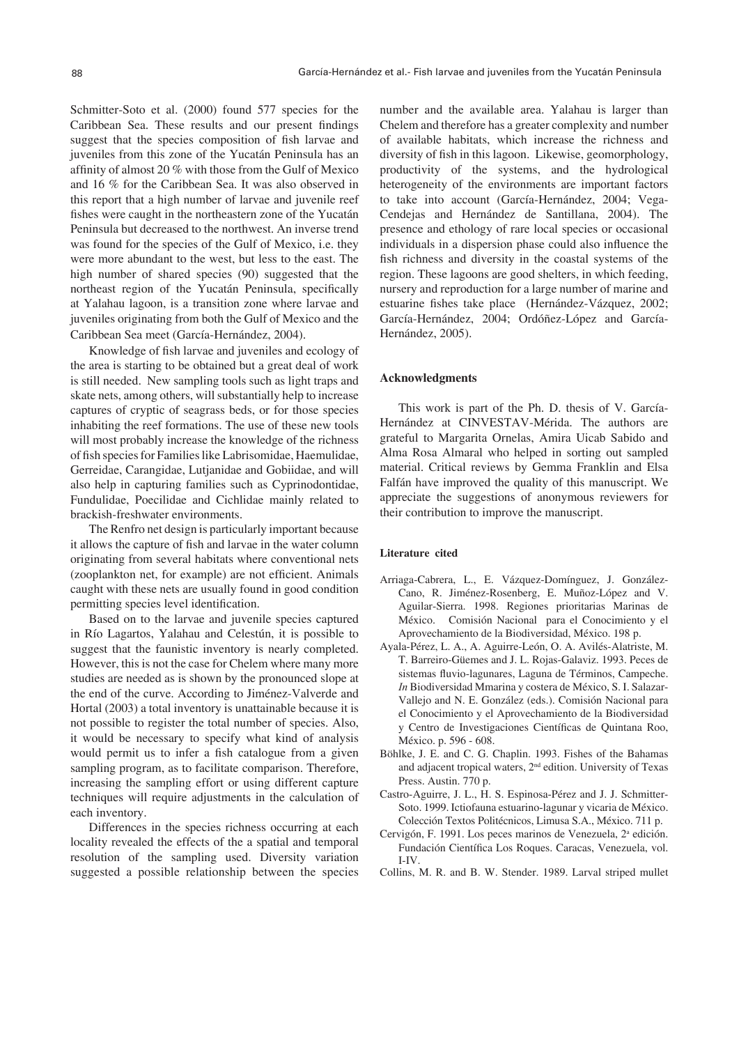Schmitter-Soto et al. (2000) found 577 species for the Caribbean Sea. These results and our present findings suggest that the species composition of fish larvae and juveniles from this zone of the Yucatán Peninsula has an affinity of almost 20 % with those from the Gulf of Mexico and 16 % for the Caribbean Sea. It was also observed in this report that a high number of larvae and juvenile reef fishes were caught in the northeastern zone of the Yucatán Peninsula but decreased to the northwest. An inverse trend was found for the species of the Gulf of Mexico, i.e. they were more abundant to the west, but less to the east. The high number of shared species (90) suggested that the northeast region of the Yucatán Peninsula, specifically at Yalahau lagoon, is a transition zone where larvae and juveniles originating from both the Gulf of Mexico and the Caribbean Sea meet (García-Hernández, 2004).

Knowledge of fish larvae and juveniles and ecology of the area is starting to be obtained but a great deal of work is still needed. New sampling tools such as light traps and skate nets, among others, will substantially help to increase captures of cryptic of seagrass beds, or for those species inhabiting the reef formations. The use of these new tools will most probably increase the knowledge of the richness of fish species for Families like Labrisomidae, Haemulidae, Gerreidae, Carangidae, Lutjanidae and Gobiidae, and will also help in capturing families such as Cyprinodontidae, Fundulidae, Poecilidae and Cichlidae mainly related to brackish-freshwater environments.

The Renfro net design is particularly important because it allows the capture of fish and larvae in the water column originating from several habitats where conventional nets (zooplankton net, for example) are not efficient. Animals caught with these nets are usually found in good condition permitting species level identification.

Based on to the larvae and juvenile species captured in Río Lagartos, Yalahau and Celestún, it is possible to suggest that the faunistic inventory is nearly completed. However, this is not the case for Chelem where many more studies are needed as is shown by the pronounced slope at the end of the curve. According to Jiménez-Valverde and Hortal (2003) a total inventory is unattainable because it is not possible to register the total number of species. Also, it would be necessary to specify what kind of analysis would permit us to infer a fish catalogue from a given sampling program, as to facilitate comparison. Therefore, increasing the sampling effort or using different capture techniques will require adjustments in the calculation of each inventory.

Differences in the species richness occurring at each locality revealed the effects of the a spatial and temporal resolution of the sampling used. Diversity variation suggested a possible relationship between the species number and the available area. Yalahau is larger than Chelem and therefore has a greater complexity and number of available habitats, which increase the richness and diversity of fish in this lagoon. Likewise, geomorphology, productivity of the systems, and the hydrological heterogeneity of the environments are important factors to take into account (García-Hernández, 2004; Vega-Cendejas and Hernández de Santillana, 2004). The presence and ethology of rare local species or occasional individuals in a dispersion phase could also influence the fish richness and diversity in the coastal systems of the region. These lagoons are good shelters, in which feeding, nursery and reproduction for a large number of marine and estuarine fishes take place (Hernández-Vázquez, 2002; García-Hernández, 2004; Ordóñez-López and García-Hernández, 2005).

#### Acknowledgments

This work is part of the Ph. D. thesis of V. García-Hernández at CINVESTAV-Mérida. The authors are grateful to Margarita Ornelas, Amira Uicab Sabido and Alma Rosa Almaral who helped in sorting out sampled material. Critical reviews by Gemma Franklin and Elsa Falfán have improved the quality of this manuscript. We appreciate the suggestions of anonymous reviewers for their contribution to improve the manuscript.

#### Literature cited

Arriaga-Cabrera, L., E. Vázquez-Domínguez, J. González-Cano, R. Jiménez-Rosenberg, E. Muñoz-López and V. Aguilar-Sierra. 1998. Regiones prioritarias Marinas de México. Comisión Nacional para el Conocimiento y el Aprovechamiento de la Biodiversidad, México. 198 p.

Ayala-Pérez, L. A., A. Aguirre-León, O. A. Avilés-Alatriste, M. T. Barreiro-Güemes and J. L. Rojas-Galaviz. 1993. Peces de sistemas fluvio-lagunares, Laguna de Términos, Campeche. *In* Biodiversidad Mmarina y costera de México, S. I. Salazar-Vallejo and N. E. González (eds.). Comisión Nacional para el Conocimiento y el Aprovechamiento de la Biodiversidad y Centro de Investigaciones Científicas de Quintana Roo, México. p. 596 - 608.

Böhlke, J. E. and C. G. Chaplin. 1993. Fishes of the Bahamas and adjacent tropical waters, 2nd edition. University of Texas Press. Austin. 770 p.

Castro-Aguirre, J. L., H. S. Espinosa-Pérez and J. J. Schmitter-Soto. 1999. Ictiofauna estuarino-lagunar y vicaria de México. Colección Textos Politécnicos, Limusa S.A., México. 711 p.

Cervigón, F. 1991. Los peces marinos de Venezuela, 2ª edición. Fundación Científica Los Roques. Caracas, Venezuela, vol. I-IV.

Collins, M. R. and B. W. Stender. 1989. Larval striped mullet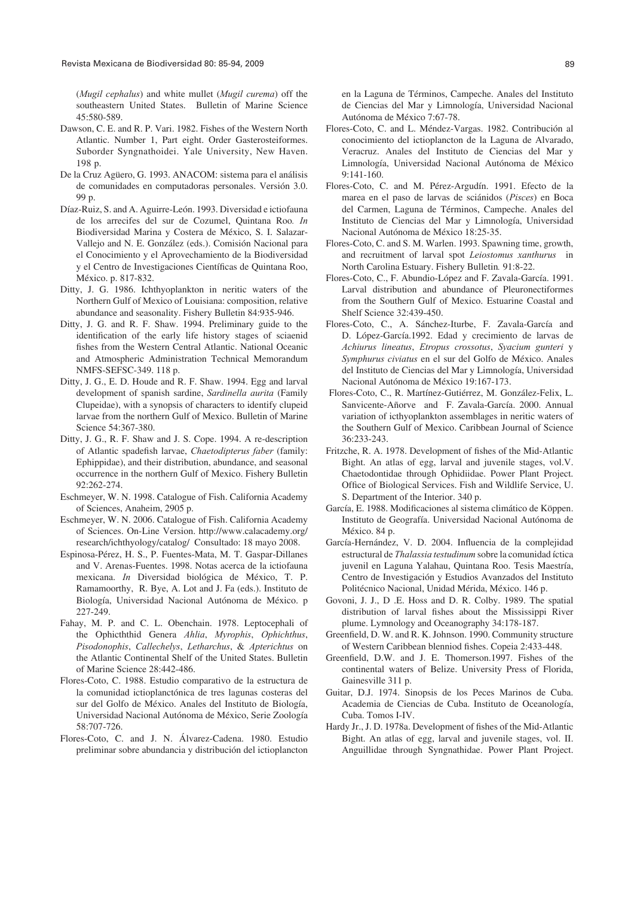(*Mugil cephalus*) and white mullet (*Mugil curema*) off the southeastern United States. Bulletin of Marine Science 45:580-589.

Dawson, C. E. and R. P. Vari. 1982. Fishes of the Western North Atlantic. Number 1, Part eight. Order Gasterosteiformes. Suborder Syngnathoidei. Yale University, New Haven. 198 p.

De la Cruz Agüero, G. 1993. ANACOM: sistema para el análisis de comunidades en computadoras personales. Versión 3.0. 99 p.

Díaz-Ruiz, S. and A. Aguirre-León. 1993. Diversidad e ictiofauna de los arrecifes del sur de Cozumel, Quintana Roo. *In* Biodiversidad Marina y Costera de México, S. I. Salazar-Vallejo and N. E. González (eds.). Comisión Nacional para el Conocimiento y el Aprovechamiento de la Biodiversidad y el Centro de Investigaciones Científicas de Quintana Roo, México. p. 817-832.

Ditty, J. G. 1986. Ichthyoplankton in neritic waters of the Northern Gulf of Mexico of Louisiana: composition, relative abundance and seasonality. Fishery Bulletin 84:935-946.

Ditty, J. G. and R. F. Shaw. 1994. Preliminary guide to the identification of the early life history stages of sciaenid fishes from the Western Central Atlantic. National Oceanic and Atmospheric Administration Technical Memorandum NMFS-SEFSC-349. 118 p.

Ditty, J. G., E. D. Houde and R. F. Shaw. 1994. Egg and larval development of spanish sardine, *Sardinella aurita* (Family Clupeidae), with a synopsis of characters to identify clupeid larvae from the northern Gulf of Mexico. Bulletin of Marine Science 54:367-380.

Ditty, J. G., R. F. Shaw and J. S. Cope. 1994. A re-description of Atlantic spadefish larvae, *Chaetodipterus faber* (family: Ephippidae), and their distribution, abundance, and seasonal occurrence in the northern Gulf of Mexico. Fishery Bulletin 92:262-274.

Eschmeyer, W. N. 1998. Catalogue of Fish. California Academy of Sciences, Anaheim, 2905 p.

Eschmeyer, W. N. 2006. Catalogue of Fish. California Academy of Sciences. On-Line Version. http://www.calacademy.org/research/ichthyology/catalog/ Consultado: 18 mayo 2008.

Espinosa-Pérez, H. S., P. Fuentes-Mata, M. T. Gaspar-Dillanes and V. Arenas-Fuentes. 1998. Notas acerca de la ictiofauna mexicana. *In* Diversidad biológica de México, T. P. Ramamoorthy, R. Bye, A. Lot and J. Fa (eds.). Instituto de Biología, Universidad Nacional Autónoma de México. p 227-249.

Fahay, M. P. and C. L. Obenchain. 1978. Leptocephali of the Ophichthid Genera *Ahlia*, *Myrophis*, *Ophichthus*, *Pisodonophis*, *Callechelys*, *Letharchus*, & *Apterichtus* on the Atlantic Continental Shelf of the United States. Bulletin of Marine Science 28:442-486.

Flores-Coto, C. 1988. Estudio comparativo de la estructura de la comunidad ictioplanctónica de tres lagunas costeras del sur del Golfo de México. Anales del Instituto de Biología, Universidad Nacional Autónoma de México, Serie Zoología 58:707-726.

Flores-Coto, C. and J. N. Álvarez-Cadena. 1980. Estudio preliminar sobre abundancia y distribución del ictioplancton en la Laguna de Términos, Campeche. Anales del Instituto de Ciencias del Mar y Limnología, Universidad Nacional Autónoma de México 7:67-78.

Flores-Coto, C. and L. Méndez-Vargas. 1982. Contribución al conocimiento del ictioplancton de la Laguna de Alvarado, Veracruz. Anales del Instituto de Ciencias del Mar y Limnología, Universidad Nacional Autónoma de México 9:141-160.

Flores-Coto, C. and M. Pérez-Argudín. 1991. Efecto de la marea en el paso de larvas de sciánidos (*Pisces*) en Boca del Carmen, Laguna de Términos, Campeche. Anales del Instituto de Ciencias del Mar y Limnología, Universidad Nacional Autónoma de México 18:25-35.

Flores-Coto, C. and S. M. Warlen. 1993. Spawning time, growth, and recruitment of larval spot *Leiostomus xanthurus* in North Carolina Estuary. Fishery Bulletin*.* 91:8-22.

Flores-Coto, C., F. Abundio-López and F. Zavala-García. 1991. Larval distribution and abundance of Pleuronectiformes from the Southern Gulf of Mexico. Estuarine Coastal and Shelf Science 32:439-450.

Flores-Coto, C., A. Sánchez-Iturbe, F. Zavala-García and D. López-García.1992. Edad y crecimiento de larvas de *Achiurus lineatus*, *Etropus crossotus*, *Syacium gunteri* y *Symphurus civiatus* en el sur del Golfo de México. Anales del Instituto de Ciencias del Mar y Limnología, Universidad Nacional Autónoma de México 19:167-173.

Flores-Coto, C., R. Martínez-Gutiérrez, M. González-Felix, L. Sanvicente-Añorve and F. Zavala-García. 2000. Annual variation of icthyoplankton assemblages in neritic waters of the Southern Gulf of Mexico. Caribbean Journal of Science 36:233-243.

Fritzche, R. A. 1978. Development of fishes of the Mid-Atlantic Bight. An atlas of egg, larval and juvenile stages, vol.V. Chaetodontidae through Ophidiidae. Power Plant Project. Office of Biological Services. Fish and Wildlife Service, U. S. Department of the Interior. 340 p.

García, E. 1988. Modificaciones al sistema climático de Köppen. Instituto de Geografía. Universidad Nacional Autónoma de México. 84 p.

García-Hernández, V. D. 2004. Influencia de la complejidad estructural de *Thalassia testudinum* sobre la comunidad íctica juvenil en Laguna Yalahau, Quintana Roo. Tesis Maestría, Centro de Investigación y Estudios Avanzados del Instituto Politécnico Nacional, Unidad Mérida, México. 146 p.

Govoni, J. J., D .E. Hoss and D. R. Colby. 1989. The spatial distribution of larval fishes about the Mississippi River plume. Lymnology and Oceanography 34:178-187.

Greenfield, D. W. and R. K. Johnson. 1990. Community structure of Western Caribbean blenniod fishes. Copeia 2:433-448.

Greenfield, D.W. and J. E. Thomerson.1997. Fishes of the continental waters of Belize. University Press of Florida, Gainesville 311 p.

Guitar, D.J. 1974. Sinopsis de los Peces Marinos de Cuba. Academia de Ciencias de Cuba. Instituto de Oceanología, Cuba. Tomos I-IV.

Hardy Jr., J. D. 1978a. Development of fishes of the Mid-Atlantic Bight. An atlas of egg, larval and juvenile stages, vol. II. Anguillidae through Syngnathidae. Power Plant Project.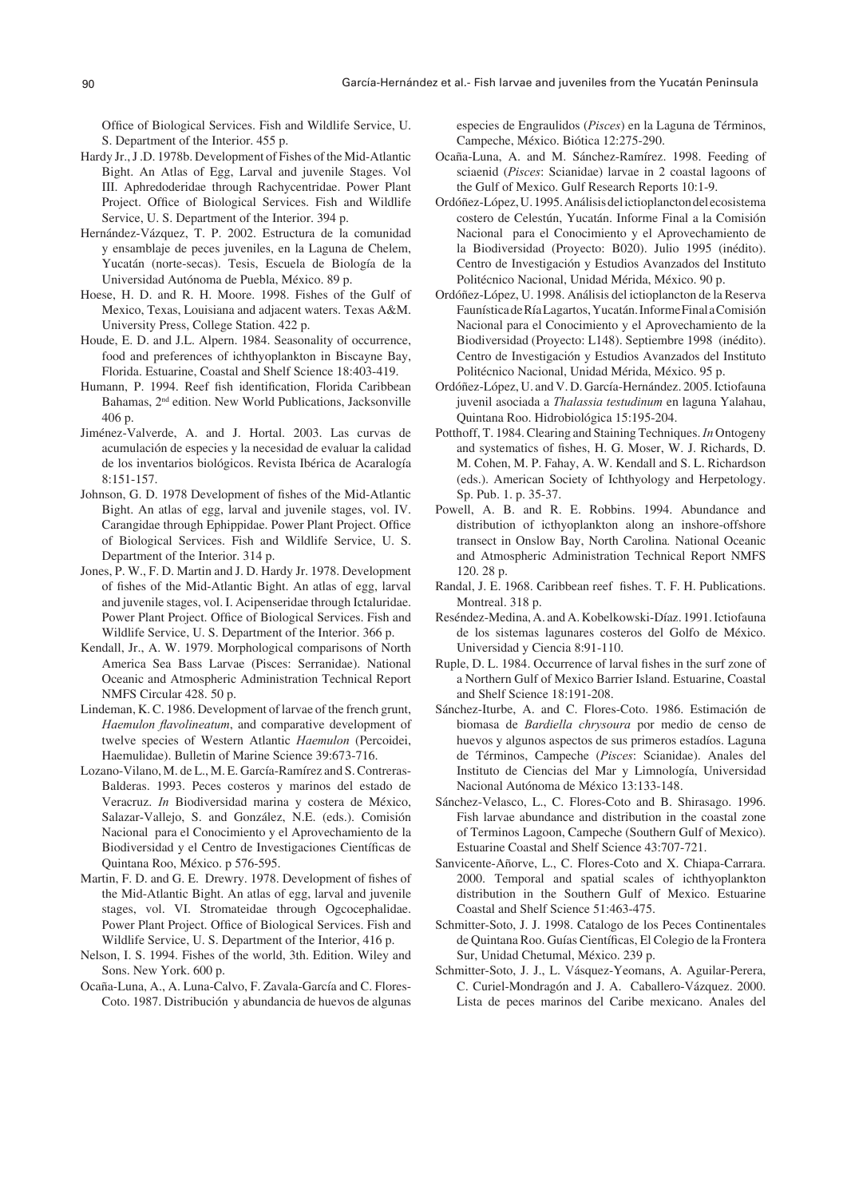Office of Biological Services. Fish and Wildlife Service, U. S. Department of the Interior. 455 p.

Hardy Jr., J .D. 1978b. Development of Fishes of the Mid-Atlantic Bight. An Atlas of Egg, Larval and juvenile Stages. Vol III. Aphredoderidae through Rachycentridae. Power Plant Project. Office of Biological Services. Fish and Wildlife Service, U. S. Department of the Interior. 394 p.

Hernández-Vázquez, T. P. 2002. Estructura de la comunidad y ensamblaje de peces juveniles, en la Laguna de Chelem, Yucatán (norte-secas). Tesis, Escuela de Biología de la Universidad Autónoma de Puebla, México. 89 p.

Hoese, H. D. and R. H. Moore. 1998. Fishes of the Gulf of Mexico, Texas, Louisiana and adjacent waters. Texas A&M. University Press, College Station. 422 p.

Houde, E. D. and J.L. Alpern. 1984. Seasonality of occurrence, food and preferences of ichthyoplankton in Biscayne Bay, Florida. Estuarine, Coastal and Shelf Science 18:403-419.

Humann, P. 1994. Reef fish identification, Florida Caribbean Bahamas, 2nd edition. New World Publications, Jacksonville 406 p.

Jiménez-Valverde, A. and J. Hortal. 2003. Las curvas de acumulación de especies y la necesidad de evaluar la calidad de los inventarios biológicos. Revista Ibérica de Acaralogía 8:151-157.

Johnson, G. D. 1978 Development of fishes of the Mid-Atlantic Bight. An atlas of egg, larval and juvenile stages, vol. IV. Carangidae through Ephippidae. Power Plant Project. Office of Biological Services. Fish and Wildlife Service, U. S. Department of the Interior. 314 p.

Jones, P. W., F. D. Martin and J. D. Hardy Jr. 1978. Development of fishes of the Mid-Atlantic Bight. An atlas of egg, larval and juvenile stages, vol. I. Acipenseridae through Ictaluridae. Power Plant Project. Office of Biological Services. Fish and Wildlife Service, U. S. Department of the Interior. 366 p.

Kendall, Jr., A. W. 1979. Morphological comparisons of North America Sea Bass Larvae (Pisces: Serranidae). National Oceanic and Atmospheric Administration Technical Report NMFS Circular 428. 50 p.

Lindeman, K. C. 1986. Development of larvae of the french grunt, *Haemulon flavolineatum*, and comparative development of twelve species of Western Atlantic *Haemulon* (Percoidei, Haemulidae). Bulletin of Marine Science 39:673-716.

Lozano-Vilano, M. de L., M. E. García-Ramírez and S. Contreras-Balderas. 1993. Peces costeros y marinos del estado de Veracruz. *In* Biodiversidad marina y costera de México, Salazar-Vallejo, S. and González, N.E. (eds.). Comisión Nacional para el Conocimiento y el Aprovechamiento de la Biodiversidad y el Centro de Investigaciones Científicas de Quintana Roo, México. p 576-595.

Martin, F. D. and G. E. Drewry. 1978. Development of fishes of the Mid-Atlantic Bight. An atlas of egg, larval and juvenile stages, vol. VI. Stromateidae through Ogcocephalidae. Power Plant Project. Office of Biological Services. Fish and Wildlife Service, U. S. Department of the Interior, 416 p.

Nelson, I. S. 1994. Fishes of the world, 3th. Edition. Wiley and Sons. New York. 600 p.

Ocaña-Luna, A., A. Luna-Calvo, F. Zavala-García and C. Flores-Coto. 1987. Distribución y abundancia de huevos de algunas especies de Engraulidos (*Pisces*) en la Laguna de Términos, Campeche, México. Biótica 12:275-290.

Ocaña-Luna, A. and M. Sánchez-Ramírez. 1998. Feeding of sciaenid (*Pisces*: Scianidae) larvae in 2 coastal lagoons of the Gulf of Mexico. Gulf Research Reports 10:1-9.

Ordóñez-López, U. 1995. Análisis del ictioplancton del ecosistema costero de Celestún, Yucatán. Informe Final a la Comisión Nacional para el Conocimiento y el Aprovechamiento de la Biodiversidad (Proyecto: B020). Julio 1995 (inédito). Centro de Investigación y Estudios Avanzados del Instituto Politécnico Nacional, Unidad Mérida, México. 90 p.

Ordóñez-López, U. 1998. Análisis del ictioplancton de la Reserva Faunística de Ría Lagartos, Yucatán. Informe Final a Comisión Nacional para el Conocimiento y el Aprovechamiento de la Biodiversidad (Proyecto: L148). Septiembre 1998 (inédito). Centro de Investigación y Estudios Avanzados del Instituto Politécnico Nacional, Unidad Mérida, México. 95 p.

Ordóñez-López, U. and V. D. García-Hernández. 2005. Ictiofauna juvenil asociada a *Thalassia testudinum* en laguna Yalahau, Quintana Roo. Hidrobiológica 15:195-204.

Potthoff, T. 1984. Clearing and Staining Techniques. *In* Ontogeny and systematics of fishes, H. G. Moser, W. J. Richards, D. M. Cohen, M. P. Fahay, A. W. Kendall and S. L. Richardson (eds.). American Society of Ichthyology and Herpetology. Sp. Pub. 1. p. 35-37.

Powell, A. B. and R. E. Robbins. 1994. Abundance and distribution of icthyoplankton along an inshore-offshore transect in Onslow Bay, North Carolina*.* National Oceanic and Atmospheric Administration Technical Report NMFS 120. 28 p.

Randal, J. E. 1968. Caribbean reef fishes. T. F. H. Publications. Montreal. 318 p.

Reséndez-Medina, A. and A. Kobelkowski-Díaz. 1991. Ictiofauna de los sistemas lagunares costeros del Golfo de México. Universidad y Ciencia 8:91-110.

Ruple, D. L. 1984. Occurrence of larval fishes in the surf zone of a Northern Gulf of Mexico Barrier Island. Estuarine, Coastal and Shelf Science 18:191-208.

Sánchez-Iturbe, A. and C. Flores-Coto. 1986. Estimación de biomasa de *Bardiella chrysoura* por medio de censo de huevos y algunos aspectos de sus primeros estadíos. Laguna de Términos, Campeche (*Pisces*: Scianidae). Anales del Instituto de Ciencias del Mar y Limnología, Universidad Nacional Autónoma de México 13:133-148.

Sánchez-Velasco, L., C. Flores-Coto and B. Shirasago. 1996. Fish larvae abundance and distribution in the coastal zone of Terminos Lagoon, Campeche (Southern Gulf of Mexico). Estuarine Coastal and Shelf Science 43:707-721.

Sanvicente-Añorve, L., C. Flores-Coto and X. Chiapa-Carrara. 2000. Temporal and spatial scales of ichthyoplankton distribution in the Southern Gulf of Mexico. Estuarine Coastal and Shelf Science 51:463-475.

Schmitter-Soto, J. J. 1998. Catalogo de los Peces Continentales de Quintana Roo. Guías Científicas, El Colegio de la Frontera Sur, Unidad Chetumal, México. 239 p.

Schmitter-Soto, J. J., L. Vásquez-Yeomans, A. Aguilar-Perera, C. Curiel-Mondragón and J. A. Caballero-Vázquez. 2000. Lista de peces marinos del Caribe mexicano. Anales del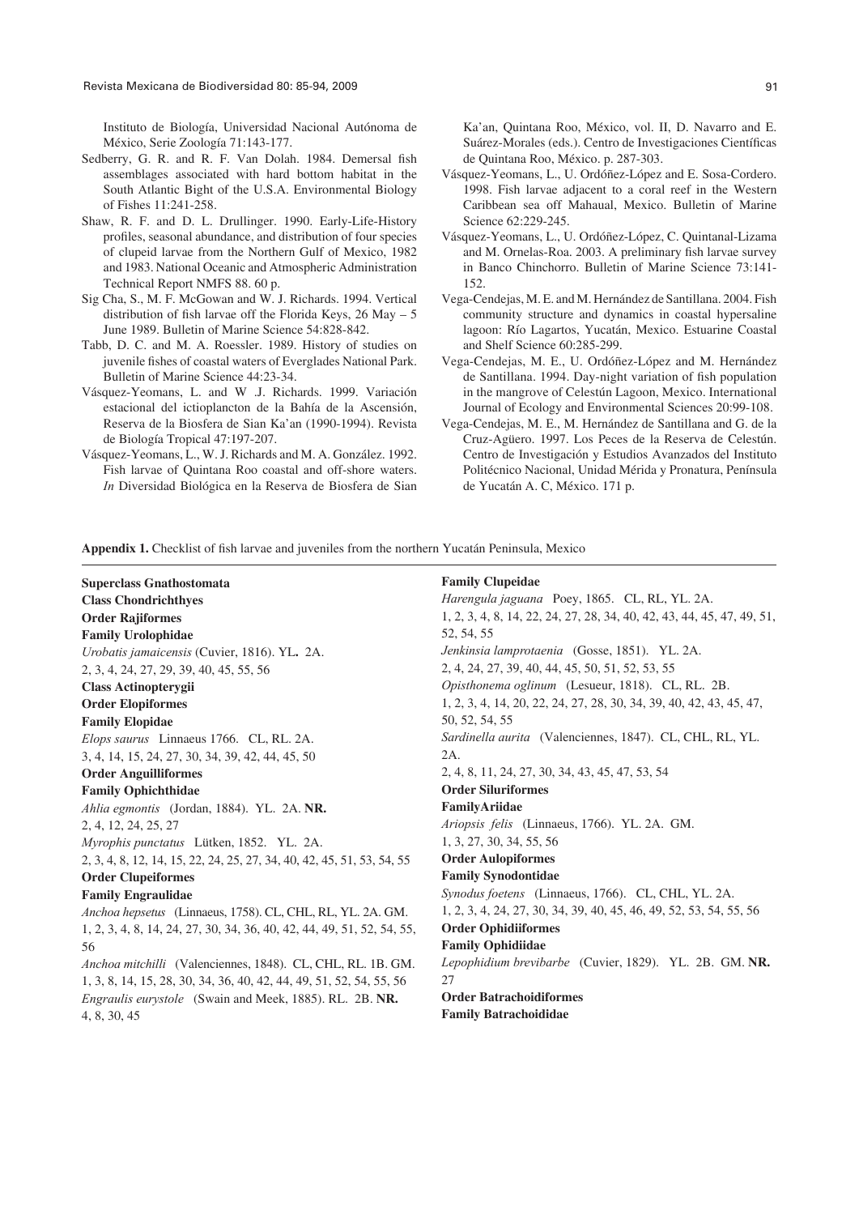Instituto de Biología, Universidad Nacional Autónoma de México, Serie Zoología 71:143-177.

Sedberry, G. R. and R. F. Van Dolah. 1984. Demersal fish assemblages associated with hard bottom habitat in the South Atlantic Bight of the U.S.A. Environmental Biology of Fishes 11:241-258.

Shaw, R. F. and D. L. Drullinger. 1990. Early-Life-History profiles, seasonal abundance, and distribution of four species of clupeid larvae from the Northern Gulf of Mexico, 1982 and 1983. National Oceanic and Atmospheric Administration Technical Report NMFS 88. 60 p.

Sig Cha, S., M. F. McGowan and W. J. Richards. 1994. Vertical distribution of fish larvae off the Florida Keys, 26 May – 5 June 1989. Bulletin of Marine Science 54:828-842.

Tabb, D. C. and M. A. Roessler. 1989. History of studies on juvenile fishes of coastal waters of Everglades National Park. Bulletin of Marine Science 44:23-34.

Vásquez-Yeomans, L. and W .J. Richards. 1999. Variación estacional del ictioplancton de la Bahía de la Ascensión, Reserva de la Biosfera de Sian Ka'an (1990-1994). Revista de Biología Tropical 47:197-207.

Vásquez-Yeomans, L., W. J. Richards and M. A. González. 1992. Fish larvae of Quintana Roo coastal and off-shore waters. *In* Diversidad Biológica en la Reserva de Biosfera de Sian Ka'an, Quintana Roo, México, vol. II, D. Navarro and E. Suárez-Morales (eds.). Centro de Investigaciones Científicas de Quintana Roo, México. p. 287-303.

Vásquez-Yeomans, L., U. Ordóñez-López and E. Sosa-Cordero. 1998. Fish larvae adjacent to a coral reef in the Western Caribbean sea off Mahaual, Mexico. Bulletin of Marine Science 62:229-245.

Vásquez-Yeomans, L., U. Ordóñez-López, C. Quintanal-Lizama and M. Ornelas-Roa. 2003. A preliminary fish larvae survey in Banco Chinchorro. Bulletin of Marine Science 73:141-152.

Vega-Cendejas, M. E. and M. Hernández de Santillana. 2004. Fish community structure and dynamics in coastal hypersaline lagoon: Río Lagartos, Yucatán, Mexico. Estuarine Coastal and Shelf Science 60:285-299.

Vega-Cendejas, M. E., U. Ordóñez-López and M. Hernández de Santillana. 1994. Day-night variation of fish population in the mangrove of Celestún Lagoon, Mexico. International Journal of Ecology and Environmental Sciences 20:99-108.

Vega-Cendejas, M. E., M. Hernández de Santillana and G. de la Cruz-Agüero. 1997. Los Peces de la Reserva de Celestún. Centro de Investigación y Estudios Avanzados del Instituto Politécnico Nacional, Unidad Mérida y Pronatura, Península de Yucatán A. C, México. 171 p.

**Appendix 1.** Checklist of fish larvae and juveniles from the northern Yucatán Peninsula, Mexico

**Superclass Gnathostomata**
**Class Chondrichthyes**
**Order Rajiformes**
**Family Urolophidae**
*Urobatis jamaicensis* (Cuvier, 1816). YL**.** 2A.
2, 3, 4, 24, 27, 29, 39, 40, 45, 55, 56
**Class Actinopterygii**
**Order Elopiformes**
**Family Elopidae**
*Elops saurus* Linnaeus 1766. CL, RL. 2A.
3, 4, 14, 15, 24, 27, 30, 34, 39, 42, 44, 45, 50
**Order Anguilliformes**
**Family Ophichthidae**
*Ahlia egmontis* (Jordan, 1884). YL. 2A. **NR.**
2, 4, 12, 24, 25, 27
*Myrophis punctatus* Lütken, 1852. YL. 2A.
2, 3, 4, 8, 12, 14, 15, 22, 24, 25, 27, 34, 40, 42, 45, 51, 53, 54, 55
**Order Clupeiformes**
**Family Engraulidae**
*Anchoa hepsetus* (Linnaeus, 1758). CL, CHL, RL, YL. 2A. GM.
1, 2, 3, 4, 8, 14, 24, 27, 30, 34, 36, 40, 42, 44, 49, 51, 52, 54, 55, 56
*Anchoa mitchilli* (Valenciennes, 1848). CL, CHL, RL. 1B. GM.
1, 3, 8, 14, 15, 28, 30, 34, 36, 40, 42, 44, 49, 51, 52, 54, 55, 56
*Engraulis eurystole* (Swain and Meek, 1885). RL. 2B. **NR.**
4, 8, 30, 45
**Family Clupeidae**
*Harengula jaguana* Poey, 1865. CL, RL, YL. 2A.
1, 2, 3, 4, 8, 14, 22, 24, 27, 28, 34, 40, 42, 43, 44, 45, 47, 49, 51, 52, 54, 55
*Jenkinsia lamprotaenia* (Gosse, 1851). YL. 2A.
2, 4, 24, 27, 39, 40, 44, 45, 50, 51, 52, 53, 55
*Opisthonema oglinum* (Lesueur, 1818). CL, RL. 2B.
1, 2, 3, 4, 14, 20, 22, 24, 27, 28, 30, 34, 39, 40, 42, 43, 45, 47, 50, 52, 54, 55
*Sardinella aurita* (Valenciennes, 1847). CL, CHL, RL, YL. 2A.
2, 4, 8, 11, 24, 27, 30, 34, 43, 45, 47, 53, 54
**Order Siluriformes**
**FamilyAriidae**
*Ariopsis felis* (Linnaeus, 1766). YL. 2A. GM.
1, 3, 27, 30, 34, 55, 56
**Order Aulopiformes**
**Family Synodontidae**
*Synodus foetens* (Linnaeus, 1766). CL, CHL, YL. 2A.
1, 2, 3, 4, 24, 27, 30, 34, 39, 40, 45, 46, 49, 52, 53, 54, 55, 56
**Order Ophidiiformes**
**Family Ophidiidae**
*Lepophidium brevibarbe* (Cuvier, 1829). YL. 2B. GM. **NR.**
27
**Order Batrachoidiformes**
**Family Batrachoididae**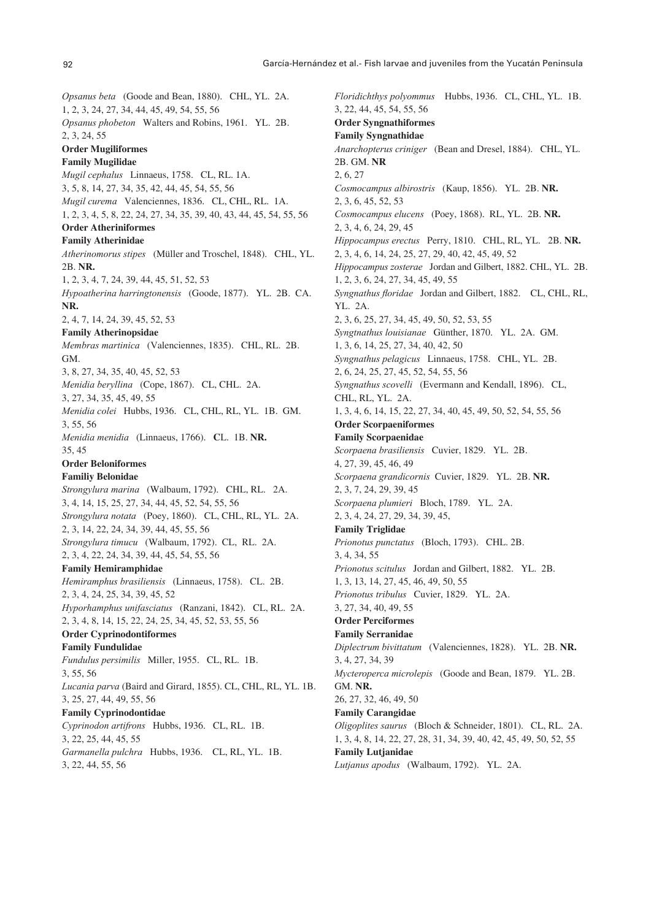*Opsanus beta* (Goode and Bean, 1880). CHL, YL. 2A.
1, 2, 3, 24, 27, 34, 44, 45, 49, 54, 55, 56
*Opsanus phobeton* Walters and Robins, 1961. YL. 2B.
2, 3, 24, 55

**Order Mugiliformes**

**Family Mugilidae**

*Mugil cephalus* Linnaeus, 1758. CL, RL. 1A.
3, 5, 8, 14, 27, 34, 35, 42, 44, 45, 54, 55, 56
*Mugil curema* Valenciennes, 1836. CL, CHL, RL. 1A.
1, 2, 3, 4, 5, 8, 22, 24, 27, 34, 35, 39, 40, 43, 44, 45, 54, 55, 56

**Order Atheriniformes**

**Family Atherinidae**

*Atherinomorus stipes* (Müller and Troschel, 1848). CHL, YL. 2B. **NR.**
1, 2, 3, 4, 7, 24, 39, 44, 45, 51, 52, 53
*Hypoatherina harringtonensis* (Goode, 1877). YL. 2B. CA. **NR.**
2, 4, 7, 14, 24, 39, 45, 52, 53

**Family Atherinopsidae**

*Membras martinica* (Valenciennes, 1835). CHL, RL. 2B. GM.
3, 8, 27, 34, 35, 40, 45, 52, 53
*Menidia beryllina* (Cope, 1867). CL, CHL. 2A.
3, 27, 34, 35, 45, 49, 55
*Menidia colei* Hubbs, 1936. CL, CHL, RL, YL. 1B. GM.
3, 55, 56
*Menidia menidia* (Linnaeus, 1766). **C**L. 1B. **NR.**
35, 45

**Order Beloniformes**

**Familiy Belonidae**

*Strongylura marina* (Walbaum, 1792). CHL, RL. 2A.
3, 4, 14, 15, 25, 27, 34, 44, 45, 52, 54, 55, 56
*Strongylura notata* (Poey, 1860). CL, CHL, RL, YL. 2A.
2, 3, 14, 22, 24, 34, 39, 44, 45, 55, 56
*Strongylura timucu* (Walbaum, 1792). CL, RL. 2A.
2, 3, 4, 22, 24, 34, 39, 44, 45, 54, 55, 56

**Family Hemiramphidae**

*Hemiramphus brasiliensis* (Linnaeus, 1758). CL. 2B.
2, 3, 4, 24, 25, 34, 39, 45, 52
*Hyporhamphus unifasciatus* (Ranzani, 1842). CL, RL. 2A.
2, 3, 4, 8, 14, 15, 22, 24, 25, 34, 45, 52, 53, 55, 56

**Order Cyprinodontiformes**

**Family Fundulidae**

*Fundulus persimilis* Miller, 1955. CL, RL. 1B.
3, 55, 56
*Lucania parva* (Baird and Girard, 1855). CL, CHL, RL, YL. 1B.
3, 25, 27, 44, 49, 55, 56

**Family Cyprinodontidae**

*Cyprinodon artifrons* Hubbs, 1936. CL, RL. 1B.
3, 22, 25, 44, 45, 55
*Garmanella pulchra* Hubbs, 1936. CL, RL, YL. 1B.
3, 22, 44, 55, 56

*Floridichthys polyommus* Hubbs, 1936. CL, CHL, YL. 1B.
3, 22, 44, 45, 54, 55, 56

**Order Syngnathiformes**

**Family Syngnathidae**

*Anarchopterus criniger* (Bean and Dresel, 1884). CHL, YL. 2B. GM. **NR**
2, 6, 27
*Cosmocampus albirostris* (Kaup, 1856). YL. 2B. **NR.**
2, 3, 6, 45, 52, 53
*Cosmocampus elucens* (Poey, 1868). RL, YL. 2B. **NR.**
2, 3, 4, 6, 24, 29, 45
*Hippocampus erectus* Perry, 1810. CHL, RL, YL. 2B. **NR.**
2, 3, 4, 6, 14, 24, 25, 27, 29, 40, 42, 45, 49, 52
*Hippocampus zosterae* Jordan and Gilbert, 1882. CHL, YL. 2B.
1, 2, 3, 6, 24, 29, 45, 49, 55
*Syngnathus floridae* Jordan and Gilbert, 1882. CL, CHL, RL, YL. 2A.
2, 3, 6, 25, 27, 34, 45, 49, 50, 52, 53, 55
*Syngtnathus louisianae* Günther, 1870. YL. 2A. GM.
1, 3, 6, 14, 25, 27, 34, 40, 42, 50
*Syngnathus pelagicus* Linnaeus, 1758. CHL, YL. 2B.
2, 6, 24, 25, 27, 45, 52, 54, 55, 56
*Syngnathus scovelli* (Evermann and Kendall, 1896). CL, CHL, RL, YL. 2A.
1, 3, 4, 6, 14, 15, 22, 27, 34, 40, 45, 49, 50, 52, 54, 55, 56

**Order Scorpaeniformes**

**Family Scorpaenidae**

*Scorpaena brasiliensis* Cuvier, 1829. YL. 2B.
4, 27, 39, 45, 46, 49
*Scorpaena grandicornis* Cuvier, 1829. YL. 2B. **NR.**
2, 3, 7, 24, 29, 39, 45
*Scorpaena plumieri* Bloch, 1789. YL. 2A.
2, 3, 4, 24, 27, 29, 34, 39, 45,

**Family Triglidae**

*Prionotus punctatus* (Bloch, 1793). CHL. 2B.
3, 4, 34, 55
*Prionotus scitulus* Jordan and Gilbert, 1882. YL. 2B.
1, 3, 13, 14, 27, 45, 46, 49, 50, 55
*Prionotus tribulus* Cuvier, 1829. YL. 2A.
3, 27, 34, 40, 49, 55

**Order Perciformes**

**Family Serranidae**

*Diplectrum bivittatum* (Valenciennes, 1828). YL. 2B. **NR.**
3, 4, 27, 34, 39
*Mycteroperca microlepis* (Goode and Bean, 1879. YL. 2B. GM. **NR.**
26, 27, 32, 46, 49, 50

**Family Carangidae**

*Oligoplites saurus* (Bloch & Schneider, 1801). CL, RL. 2A.
1, 3, 4, 8, 14, 22, 27, 28, 31, 34, 39, 40, 42, 45, 49, 50, 52, 55

**Family Lutjanidae**

*Lutjanus apodus* (Walbaum, 1792). YL. 2A.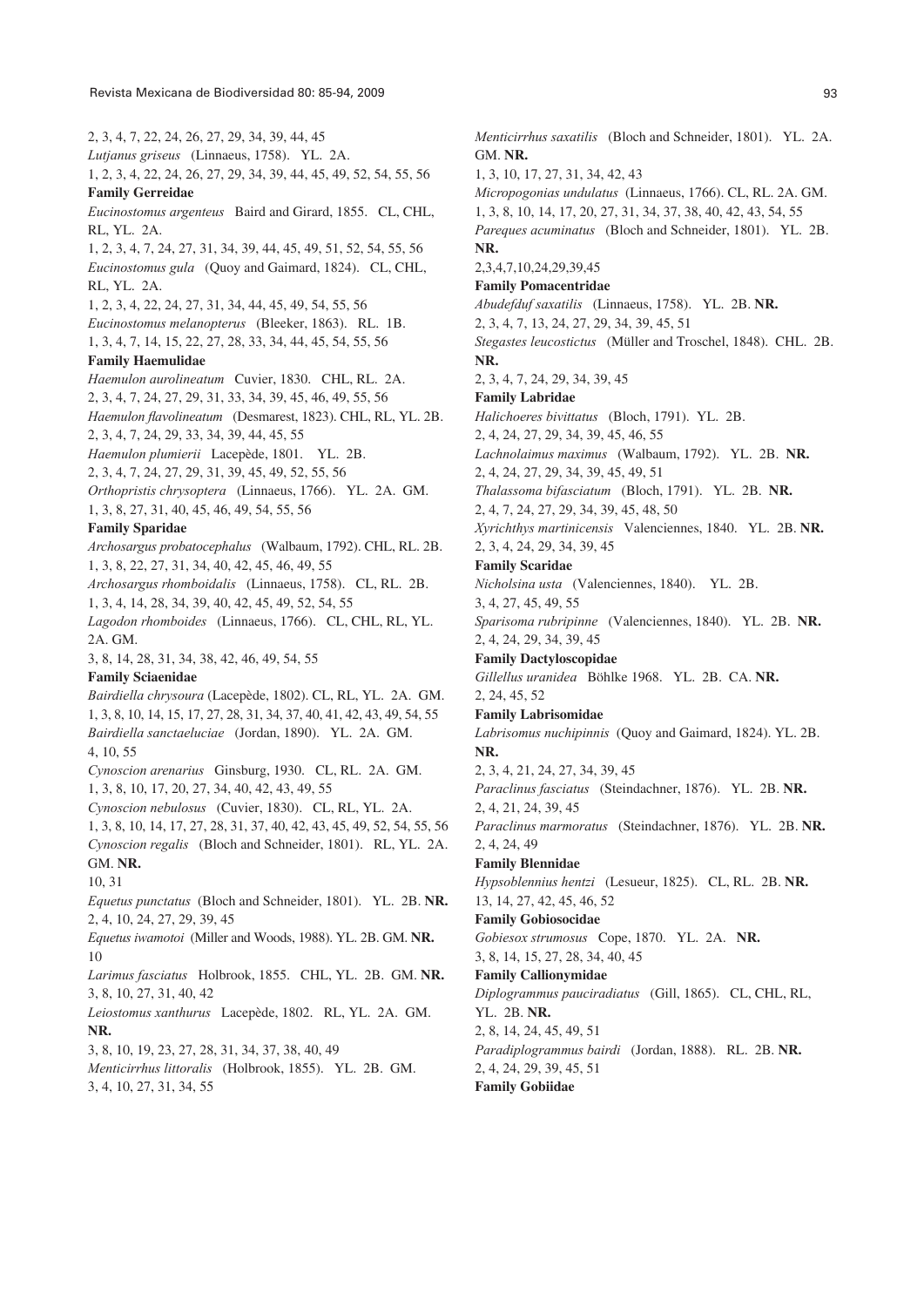2, 3, 4, 7, 22, 24, 26, 27, 29, 34, 39, 44, 45

*Lutjanus griseus* (Linnaeus, 1758). YL. 2A.
1, 2, 3, 4, 22, 24, 26, 27, 29, 34, 39, 44, 45, 49, 52, 54, 55, 56

**Family Gerreidae**

*Eucinostomus argenteus* Baird and Girard, 1855. CL, CHL, RL, YL. 2A.
1, 2, 3, 4, 7, 24, 27, 31, 34, 39, 44, 45, 49, 51, 52, 54, 55, 56

*Eucinostomus gula* (Quoy and Gaimard, 1824). CL, CHL, RL, YL. 2A.
1, 2, 3, 4, 22, 24, 27, 31, 34, 44, 45, 49, 54, 55, 56

*Eucinostomus melanopterus* (Bleeker, 1863). RL. 1B.
1, 3, 4, 7, 14, 15, 22, 27, 28, 33, 34, 44, 45, 54, 55, 56

**Family Haemulidae**

*Haemulon aurolineatum* Cuvier, 1830. CHL, RL. 2A.
2, 3, 4, 7, 24, 27, 29, 31, 33, 34, 39, 45, 49, 55, 56

*Haemulon flavolineatum* (Desmarest, 1823). CHL, RL, YL. 2B.
2, 3, 4, 7, 24, 29, 33, 34, 39, 44, 45, 55

*Haemulon plumierii* Lacepède, 1801. YL. 2B.
2, 3, 4, 7, 24, 27, 29, 31, 39, 45, 49, 52, 55, 56

*Orthopristis chrysoptera* (Linnaeus, 1766). YL. 2A. GM.
1, 3, 8, 27, 31, 40, 45, 46, 49, 54, 55, 56

**Family Sparidae**

*Archosargus probatocephalus* (Walbaum, 1792). CHL, RL. 2B.
1, 3, 8, 22, 27, 31, 34, 40, 42, 45, 46, 49, 55

*Archosargus rhomboidalis* (Linnaeus, 1758). CL, RL. 2B.
1, 3, 4, 14, 28, 34, 39, 40, 42, 45, 49, 52, 54, 55

*Lagodon rhomboides* (Linnaeus, 1766). CL, CHL, RL, YL. 2A. GM.
3, 8, 14, 28, 31, 34, 38, 42, 46, 49, 54, 55

**Family Sciaenidae**

*Bairdiella chrysoura* (Lacepède, 1802). CL, RL, YL. 2A. GM.
1, 3, 8, 10, 14, 15, 17, 27, 28, 31, 34, 37, 40, 41, 42, 43, 49, 54, 55

*Bairdiella sanctaeluciae* (Jordan, 1890). YL. 2A. GM.
4, 10, 55

*Cynoscion arenarius* Ginsburg, 1930. CL, RL. 2A. GM.
1, 3, 8, 10, 17, 20, 27, 34, 40, 42, 43, 49, 55

*Cynoscion nebulosus* (Cuvier, 1830). CL, RL, YL. 2A.
1, 3, 8, 10, 14, 17, 27, 28, 31, 37, 40, 42, 43, 45, 49, 52, 54, 55, 56

*Cynoscion regalis* (Bloch and Schneider, 1801). RL, YL. 2A. GM. **NR.**
10, 31

*Equetus punctatus* (Bloch and Schneider, 1801). YL. 2B. **NR.**
2, 4, 10, 24, 27, 29, 39, 45

*Equetus iwamotoi* (Miller and Woods, 1988). YL. 2B. GM. **NR.**
10

*Larimus fasciatus* Holbrook, 1855. CHL, YL. 2B. GM. **NR.**
3, 8, 10, 27, 31, 40, 42

*Leiostomus xanthurus* Lacepède, 1802. RL, YL. 2A. GM. **NR.**
3, 8, 10, 19, 23, 27, 28, 31, 34, 37, 38, 40, 49

*Menticirrhus littoralis* (Holbrook, 1855). YL. 2B. GM.
3, 4, 10, 27, 31, 34, 55

*Menticirrhus saxatilis* (Bloch and Schneider, 1801). YL. 2A. GM. **NR.**
1, 3, 10, 17, 27, 31, 34, 42, 43

*Micropogonias undulatus* (Linnaeus, 1766). CL, RL. 2A. GM.
1, 3, 8, 10, 14, 17, 20, 27, 31, 34, 37, 38, 40, 42, 43, 54, 55

*Pareques acuminatus* (Bloch and Schneider, 1801). YL. 2B. **NR.**
2,3,4,7,10,24,29,39,45

**Family Pomacentridae**

*Abudefduf saxatilis* (Linnaeus, 1758). YL. 2B. **NR.**
2, 3, 4, 7, 13, 24, 27, 29, 34, 39, 45, 51

*Stegastes leucostictus* (Müller and Troschel, 1848). CHL. 2B. **NR.**
2, 3, 4, 7, 24, 29, 34, 39, 45

**Family Labridae**

*Halichoeres bivittatus* (Bloch, 1791). YL. 2B.
2, 4, 24, 27, 29, 34, 39, 45, 46, 55

*Lachnolaimus maximus* (Walbaum, 1792). YL. 2B. **NR.**
2, 4, 24, 27, 29, 34, 39, 45, 49, 51

*Thalassoma bifasciatum* (Bloch, 1791). YL. 2B. **NR.**
2, 4, 7, 24, 27, 29, 34, 39, 45, 48, 50

*Xyrichthys martinicensis* Valenciennes, 1840. YL. 2B. **NR.**
2, 3, 4, 24, 29, 34, 39, 45

**Family Scaridae**

*Nicholsina usta* (Valenciennes, 1840). YL. 2B.
3, 4, 27, 45, 49, 55

*Sparisoma rubripinne* (Valenciennes, 1840). YL. 2B. **NR.**
2, 4, 24, 29, 34, 39, 45

**Family Dactyloscopidae**

*Gillellus uranidea* Böhlke 1968. YL. 2B. CA. **NR.**
2, 24, 45, 52

**Family Labrisomidae**

*Labrisomus nuchipinnis* (Quoy and Gaimard, 1824). YL. 2B. **NR.**
2, 3, 4, 21, 24, 27, 34, 39, 45

*Paraclinus fasciatus* (Steindachner, 1876). YL. 2B. **NR.**
2, 4, 21, 24, 39, 45

*Paraclinus marmoratus* (Steindachner, 1876). YL. 2B. **NR.**
2, 4, 24, 49

**Family Blennidae**

*Hypsoblennius hentzi* (Lesueur, 1825). CL, RL. 2B. **NR.**
13, 14, 27, 42, 45, 46, 52

**Family Gobiosocidae**

*Gobiesox strumosus* Cope, 1870. YL. 2A. **NR.**
3, 8, 14, 15, 27, 28, 34, 40, 45

**Family Callionymidae**

*Diplogrammus pauciradiatus* (Gill, 1865). CL, CHL, RL, YL. 2B. **NR.**
2, 8, 14, 24, 45, 49, 51

*Paradiplogrammus bairdi* (Jordan, 1888). RL. 2B. **NR.**
2, 4, 24, 29, 39, 45, 51

**Family Gobiidae**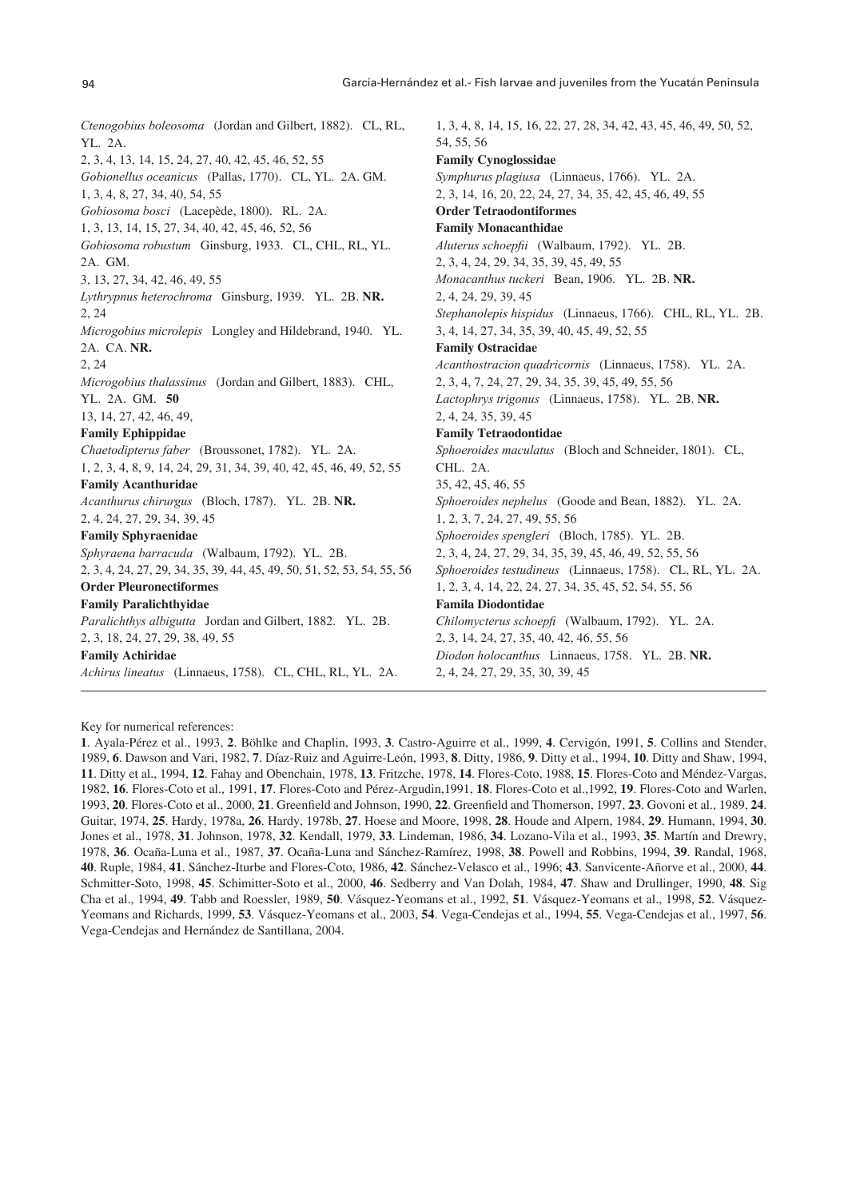*Ctenogobius boleosoma* (Jordan and Gilbert, 1882). CL, RL, YL. 2A.
2, 3, 4, 13, 14, 15, 24, 27, 40, 42, 45, 46, 52, 55

*Gobionellus oceanicus* (Pallas, 1770). CL, YL. 2A. GM.
1, 3, 4, 8, 27, 34, 40, 54, 55

*Gobiosoma bosci* (Lacepède, 1800). RL. 2A.
1, 3, 13, 14, 15, 27, 34, 40, 42, 45, 46, 52, 56

*Gobiosoma robustum* Ginsburg, 1933. CL, CHL, RL, YL. 2A. GM.
3, 13, 27, 34, 42, 46, 49, 55

*Lythrypnus heterochroma* Ginsburg, 1939. YL. 2B. **NR.**
2, 24

*Microgobius microlepis* Longley and Hildebrand, 1940. YL. 2A. CA. **NR.**
2, 24

*Microgobius thalassinus* (Jordan and Gilbert, 1883). CHL, YL. 2A. GM. **50**
13, 14, 27, 42, 46, 49,

**Family Ephippidae**

*Chaetodipterus faber* (Broussonet, 1782). YL. 2A.
1, 2, 3, 4, 8, 9, 14, 24, 29, 31, 34, 39, 40, 42, 45, 46, 49, 52, 55

**Family Acanthuridae**

*Acanthurus chirurgus* (Bloch, 1787). YL. 2B. **NR.**
2, 4, 24, 27, 29, 34, 39, 45

**Family Sphyraenidae**

*Sphyraena barracuda* (Walbaum, 1792). YL. 2B.
2, 3, 4, 24, 27, 29, 34, 35, 39, 44, 45, 49, 50, 51, 52, 53, 54, 55, 56

**Order Pleuronectiformes**

**Family Paralichthyidae**

*Paralichthys albigutta* Jordan and Gilbert, 1882. YL. 2B.
2, 3, 18, 24, 27, 29, 38, 49, 55

**Family Achiridae**

*Achirus lineatus* (Linnaeus, 1758). CL, CHL, RL, YL. 2A.
1, 3, 4, 8, 14, 15, 16, 22, 27, 28, 34, 42, 43, 45, 46, 49, 50, 52, 54, 55, 56

**Family Cynoglossidae**

*Symphurus plagiusa* (Linnaeus, 1766). YL. 2A.
2, 3, 14, 16, 20, 22, 24, 27, 34, 35, 42, 45, 46, 49, 55

**Order Tetraodontiformes**

**Family Monacanthidae**

*Aluterus schoepfii* (Walbaum, 1792). YL. 2B.
2, 3, 4, 24, 29, 34, 35, 39, 45, 49, 55

*Monacanthus tuckeri* Bean, 1906. YL. 2B. **NR.**
2, 4, 24, 29, 39, 45

*Stephanolepis hispidus* (Linnaeus, 1766). CHL, RL, YL. 2B.
3, 4, 14, 27, 34, 35, 39, 40, 45, 49, 52, 55

**Family Ostracidae**

*Acanthostracion quadricornis* (Linnaeus, 1758). YL. 2A.
2, 3, 4, 7, 24, 27, 29, 34, 35, 39, 45, 49, 55, 56

*Lactophrys trigonus* (Linnaeus, 1758). YL. 2B. **NR.**
2, 4, 24, 35, 39, 45

**Family Tetraodontidae**

*Sphoeroides maculatus* (Bloch and Schneider, 1801). CL, CHL. 2A.
35, 42, 45, 46, 55

*Sphoeroides nephelus* (Goode and Bean, 1882). YL. 2A.
1, 2, 3, 7, 24, 27, 49, 55, 56

*Sphoeroides spengleri* (Bloch, 1785). YL. 2B.
2, 3, 4, 24, 27, 29, 34, 35, 39, 45, 46, 49, 52, 55, 56

*Sphoeroides testudineus* (Linnaeus, 1758). CL, RL, YL. 2A.
1, 2, 3, 4, 14, 22, 24, 27, 34, 35, 45, 52, 54, 55, 56

**Famila Diodontidae**

*Chilomycterus schoepfi* (Walbaum, 1792). YL. 2A.
2, 3, 14, 24, 27, 35, 40, 42, 46, 55, 56

*Diodon holocanthus* Linnaeus, 1758. YL. 2B. **NR.**
2, 4, 24, 27, 29, 35, 30, 39, 45

---

Key for numerical references:

**1**. Ayala-Pérez et al., 1993, **2**. Böhlke and Chaplin, 1993, **3**. Castro-Aguirre et al., 1999, **4**. Cervigón, 1991, **5**. Collins and Stender, 1989, **6**. Dawson and Vari, 1982, **7**. Díaz-Ruiz and Aguirre-León, 1993, **8**. Ditty, 1986, **9**. Ditty et al., 1994, **10**. Ditty and Shaw, 1994, **11**. Ditty et al., 1994, **12**. Fahay and Obenchain, 1978, **13**. Fritzche, 1978, **14**. Flores-Coto, 1988, **15**. Flores-Coto and Méndez-Vargas, 1982, **16**. Flores-Coto et al., 1991, **17**. Flores-Coto and Pérez-Argudin,1991, **18**. Flores-Coto et al.,1992, **19**. Flores-Coto and Warlen, 1993, **20**. Flores-Coto et al., 2000, **21**. Greenfield and Johnson, 1990, **22**. Greenfield and Thomerson, 1997, **23**. Govoni et al., 1989, **24**. Guitar, 1974, **25**. Hardy, 1978a, **26**. Hardy, 1978b, **27**. Hoese and Moore, 1998, **28**. Houde and Alpern, 1984, **29**. Humann, 1994, **30**. Jones et al., 1978, **31**. Johnson, 1978, **32**. Kendall, 1979, **33**. Lindeman, 1986, **34**. Lozano-Vila et al., 1993, **35**. Martín and Drewry, 1978, **36**. Ocaña-Luna et al., 1987, **37**. Ocaña-Luna and Sánchez-Ramírez, 1998, **38**. Powell and Robbins, 1994, **39**. Randal, 1968, **40**. Ruple, 1984, **41**. Sánchez-Iturbe and Flores-Coto, 1986, **42**. Sánchez-Velasco et al., 1996; **43**. Sanvicente-Añorve et al., 2000, **44**. Schmitter-Soto, 1998, **45**. Schimitter-Soto et al., 2000, **46**. Sedberry and Van Dolah, 1984, **47**. Shaw and Drullinger, 1990, **48**. Sig Cha et al., 1994, **49**. Tabb and Roessler, 1989, **50**. Vásquez-Yeomans et al., 1992, **51**. Vásquez-Yeomans et al., 1998, **52**. Vásquez-Yeomans and Richards, 1999, **53**. Vásquez-Yeomans et al., 2003, **54**. Vega-Cendejas et al., 1994, **55**. Vega-Cendejas et al., 1997, **56**. Vega-Cendejas and Hernández de Santillana, 2004.